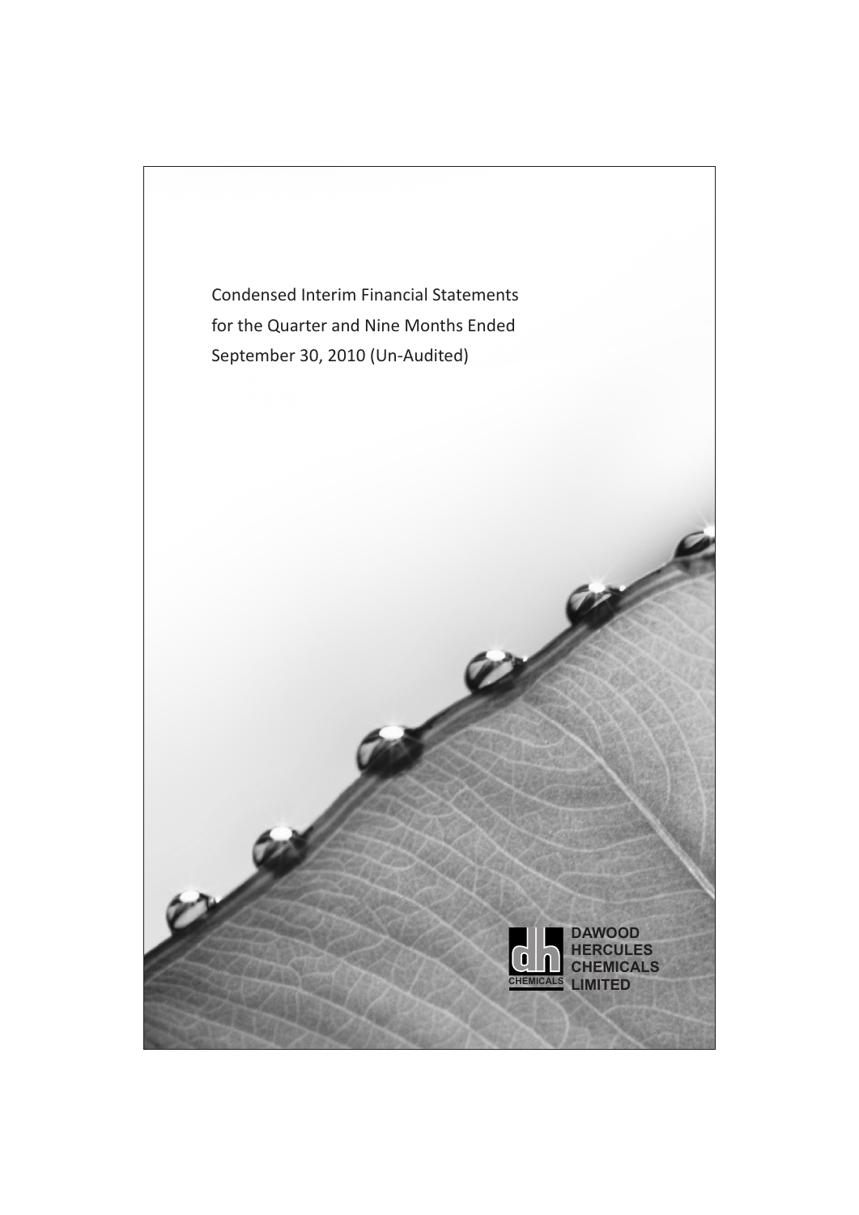# Condensed Interim Financial Statements for the Quarter and Nine Months Ended September 30, 2010 (Un-Audited)

DAWOOD HERCULES CHEMICALS LIMITED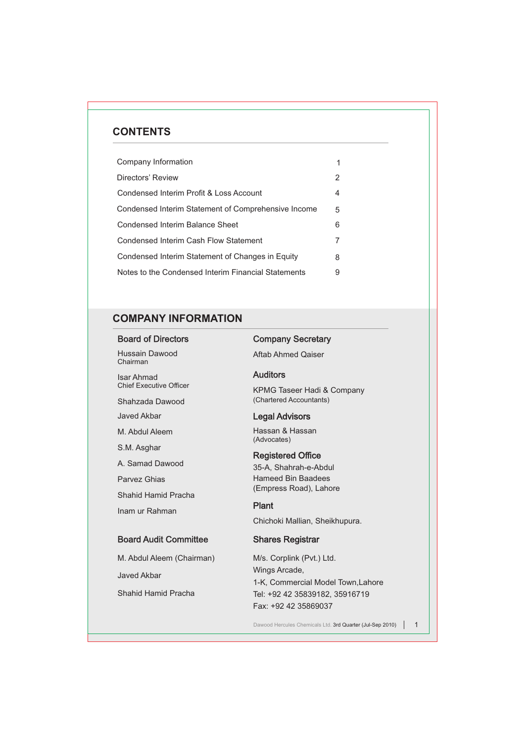## CONTENTS

| | |
|---|---|
| Company Information | 1 |
| Directors' Review | 2 |
| Condensed Interim Profit & Loss Account | 4 |
| Condensed Interim Statement of Comprehensive Income | 5 |
| Condensed Interim Balance Sheet | 6 |
| Condensed Interim Cash Flow Statement | 7 |
| Condensed Interim Statement of Changes in Equity | 8 |
| Notes to the Condensed Interim Financial Statements | 9 |

## COMPANY INFORMATION

### Board of Directors

Hussain Dawood
Chairman

Isar Ahmad
Chief Executive Officer

Shahzada Dawood

Javed Akbar

M. Abdul Aleem

S.M. Asghar

A. Samad Dawood

Parvez Ghias

Shahid Hamid Pracha

Inam ur Rahman

### Board Audit Committee

M. Abdul Aleem (Chairman)

Javed Akbar

Shahid Hamid Pracha

### Company Secretary

Aftab Ahmed Qaiser

### Auditors

KPMG Taseer Hadi & Company
(Chartered Accountants)

### Legal Advisors

Hassan & Hassan
(Advocates)

### Registered Office

35-A, Shahrah-e-Abdul
Hameed Bin Baadees
(Empress Road), Lahore

### Plant

Chichoki Mallian, Sheikhupura.

### Shares Registrar

M/s. Corplink (Pvt.) Ltd.
Wings Arcade,
1-K, Commercial Model Town,Lahore
Tel: +92 42 35839182, 35916719
Fax: +92 42 35869037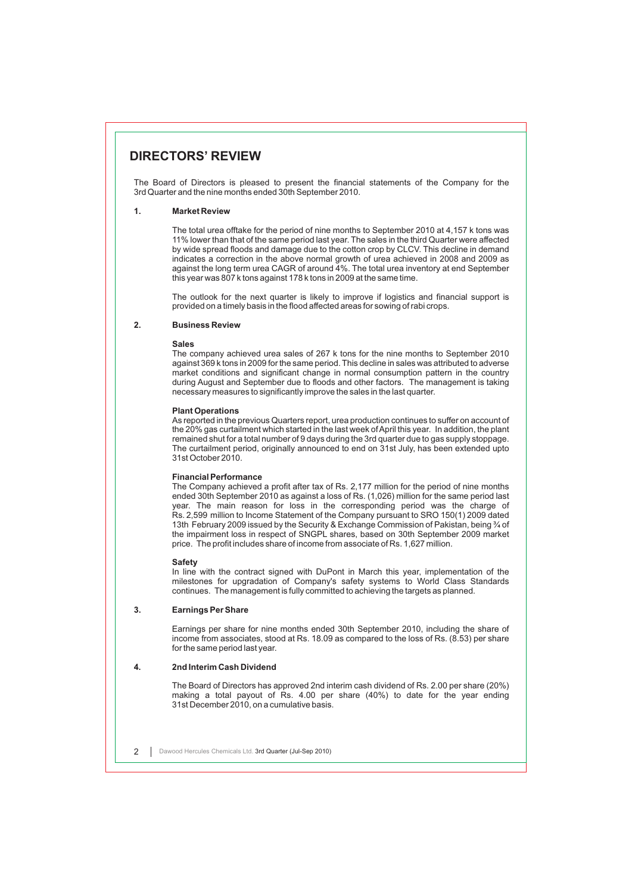# DIRECTORS' REVIEW

The Board of Directors is pleased to present the financial statements of the Company for the 3rd Quarter and the nine months ended 30th September 2010.

## 1. Market Review

The total urea offtake for the period of nine months to September 2010 at 4,157 k tons was 11% lower than that of the same period last year. The sales in the third Quarter were affected by wide spread floods and damage due to the cotton crop by CLCV. This decline in demand indicates a correction in the above normal growth of urea achieved in 2008 and 2009 as against the long term urea CAGR of around 4%. The total urea inventory at end September this year was 807 k tons against 178 k tons in 2009 at the same time.

The outlook for the next quarter is likely to improve if logistics and financial support is provided on a timely basis in the flood affected areas for sowing of rabi crops.

## 2. Business Review

### Sales

The company achieved urea sales of 267 k tons for the nine months to September 2010 against 369 k tons in 2009 for the same period. This decline in sales was attributed to adverse market conditions and significant change in normal consumption pattern in the country during August and September due to floods and other factors. The management is taking necessary measures to significantly improve the sales in the last quarter.

### Plant Operations

As reported in the previous Quarters report, urea production continues to suffer on account of the 20% gas curtailment which started in the last week of April this year. In addition, the plant remained shut for a total number of 9 days during the 3rd quarter due to gas supply stoppage. The curtailment period, originally announced to end on 31st July, has been extended upto 31st October 2010.

### Financial Performance

The Company achieved a profit after tax of Rs. 2,177 million for the period of nine months ended 30th September 2010 as against a loss of Rs. (1,026) million for the same period last year. The main reason for loss in the corresponding period was the charge of Rs. 2,599 million to Income Statement of the Company pursuant to SRO 150(1) 2009 dated 13th February 2009 issued by the Security & Exchange Commission of Pakistan, being ¾ of the impairment loss in respect of SNGPL shares, based on 30th September 2009 market price. The profit includes share of income from associate of Rs. 1,627 million.

### Safety

In line with the contract signed with DuPont in March this year, implementation of the milestones for upgradation of Company's safety systems to World Class Standards continues. The management is fully committed to achieving the targets as planned.

## 3. Earnings Per Share

Earnings per share for nine months ended 30th September 2010, including the share of income from associates, stood at Rs. 18.09 as compared to the loss of Rs. (8.53) per share for the same period last year.

## 4. 2nd Interim Cash Dividend

The Board of Directors has approved 2nd interim cash dividend of Rs. 2.00 per share (20%) making a total payout of Rs. 4.00 per share (40%) to date for the year ending 31st December 2010, on a cumulative basis.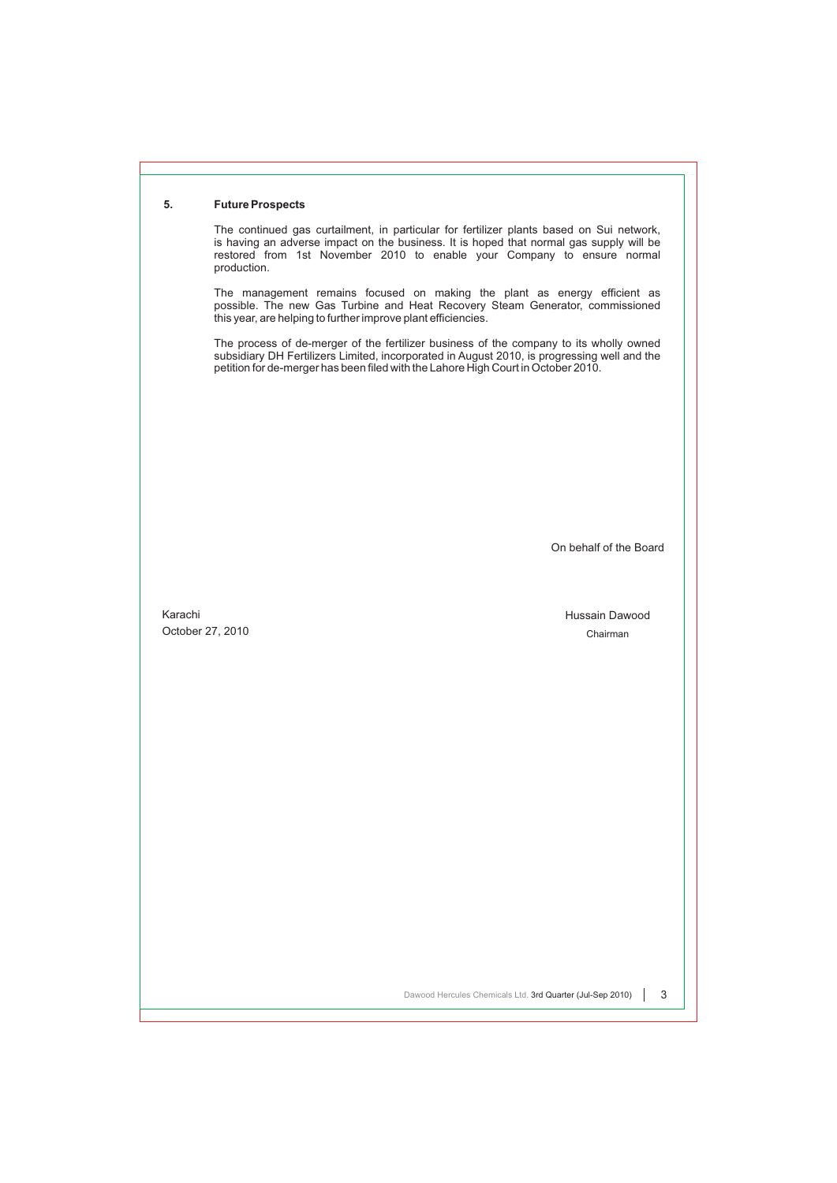## 5. Future Prospects

The continued gas curtailment, in particular for fertilizer plants based on Sui network, is having an adverse impact on the business. It is hoped that normal gas supply will be restored from 1st November 2010 to enable your Company to ensure normal production.

The management remains focused on making the plant as energy efficient as possible. The new Gas Turbine and Heat Recovery Steam Generator, commissioned this year, are helping to further improve plant efficiencies.

The process of de-merger of the fertilizer business of the company to its wholly owned subsidiary DH Fertilizers Limited, incorporated in August 2010, is progressing well and the petition for de-merger has been filed with the Lahore High Court in October 2010.

On behalf of the Board

Karachi
October 27, 2010

Hussain Dawood
Chairman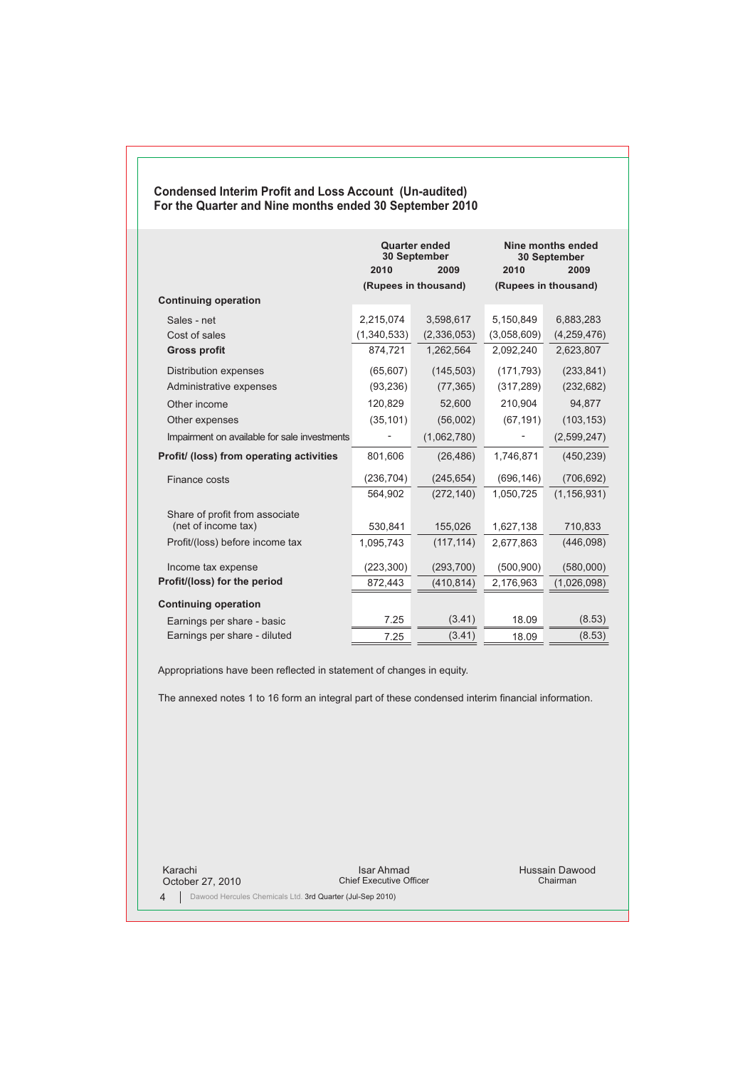## Condensed Interim Profit and Loss Account (Un-audited)
## For the Quarter and Nine months ended 30 September 2010

| | Quarter ended 30 September | | Nine months ended 30 September | |
|---|---|---|---|---|
| | 2010 | 2009 | 2010 | 2009 |
| | (Rupees in thousand) | | (Rupees in thousand) | |
| **Continuing operation** | | | | |
| Sales - net | 2,215,074 | 3,598,617 | 5,150,849 | 6,883,283 |
| Cost of sales | (1,340,533) | (2,336,053) | (3,058,609) | (4,259,476) |
| **Gross profit** | 874,721 | 1,262,564 | 2,092,240 | 2,623,807 |
| Distribution expenses | (65,607) | (145,503) | (171,793) | (233,841) |
| Administrative expenses | (93,236) | (77,365) | (317,289) | (232,682) |
| Other income | 120,829 | 52,600 | 210,904 | 94,877 |
| Other expenses | (35,101) | (56,002) | (67,191) | (103,153) |
| Impairment on available for sale investments | - | (1,062,780) | - | (2,599,247) |
| **Profit/ (loss) from operating activities** | 801,606 | (26,486) | 1,746,871 | (450,239) |
| Finance costs | (236,704) | (245,654) | (696,146) | (706,692) |
| | 564,902 | (272,140) | 1,050,725 | (1,156,931) |
| Share of profit from associate (net of income tax) | 530,841 | 155,026 | 1,627,138 | 710,833 |
| Profit/(loss) before income tax | 1,095,743 | (117,114) | 2,677,863 | (446,098) |
| Income tax expense | (223,300) | (293,700) | (500,900) | (580,000) |
| **Profit/(loss) for the period** | 872,443 | (410,814) | 2,176,963 | (1,026,098) |
| **Continuing operation** | | | | |
| Earnings per share - basic | 7.25 | (3.41) | 18.09 | (8.53) |
| Earnings per share - diluted | 7.25 | (3.41) | 18.09 | (8.53) |

Appropriations have been reflected in statement of changes in equity.

The annexed notes 1 to 16 form an integral part of these condensed interim financial information.

Karachi
October 27, 2010

Isar Ahmad
Chief Executive Officer

Hussain Dawood
Chairman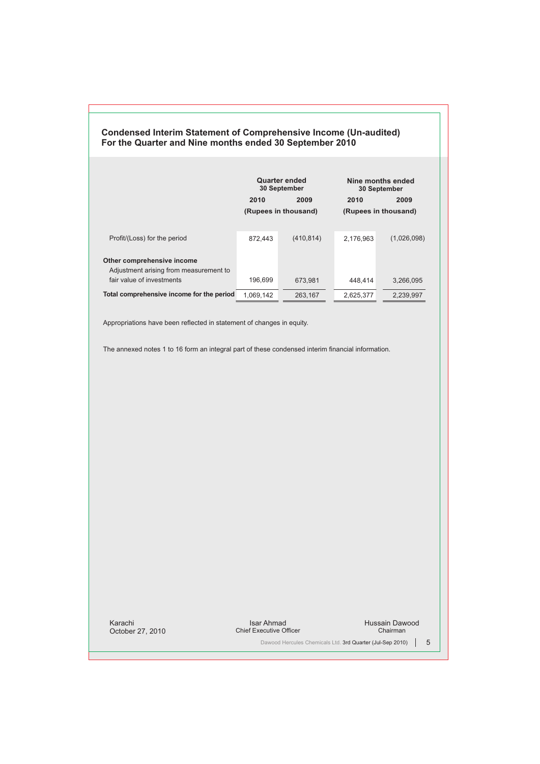## Condensed Interim Statement of Comprehensive Income (Un-audited)
## For the Quarter and Nine months ended 30 September 2010

| | Quarter ended 30 September | | Nine months ended 30 September | |
|---|---|---|---|---|
| | 2010 | 2009 | 2010 | 2009 |
| | (Rupees in thousand) | | (Rupees in thousand) | |
| Profit/(Loss) for the period | 872,443 | (410,814) | 2,176,963 | (1,026,098) |
| **Other comprehensive income** | | | | |
| Adjustment arising from measurement to fair value of investments | 196,699 | 673,981 | 448,414 | 3,266,095 |
| **Total comprehensive income for the period** | 1,069,142 | 263,167 | 2,625,377 | 2,239,997 |

Appropriations have been reflected in statement of changes in equity.

The annexed notes 1 to 16 form an integral part of these condensed interim financial information.

Karachi
October 27, 2010

Isar Ahmad
Chief Executive Officer

Hussain Dawood
Chairman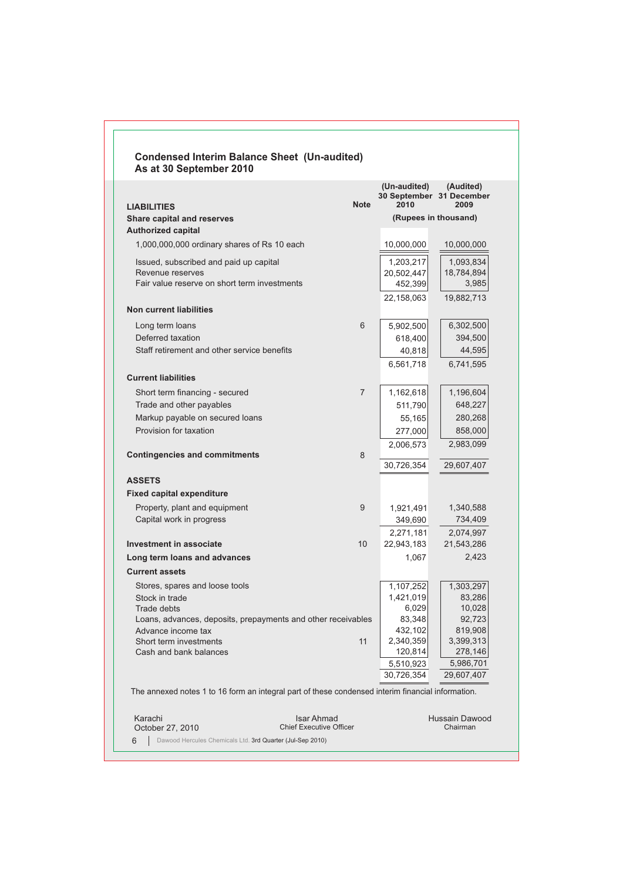## Condensed Interim Balance Sheet (Un-audited)
## As at 30 September 2010

| | Note | (Un-audited) 30 September 2010 | (Audited) 31 December 2009 |
|---|---|---|---|
| **LIABILITIES** | | (Rupees in thousand) | |
| **Share capital and reserves** | | | |
| **Authorized capital** | | | |
| 1,000,000,000 ordinary shares of Rs 10 each | | 10,000,000 | 10,000,000 |
| Issued, subscribed and paid up capital | | 1,203,217 | 1,093,834 |
| Revenue reserves | | 20,502,447 | 18,784,894 |
| Fair value reserve on short term investments | | 452,399 | 3,985 |
| | | 22,158,063 | 19,882,713 |
| **Non current liabilities** | | | |
| Long term loans | 6 | 5,902,500 | 6,302,500 |
| Deferred taxation | | 618,400 | 394,500 |
| Staff retirement and other service benefits | | 40,818 | 44,595 |
| | | 6,561,718 | 6,741,595 |
| **Current liabilities** | | | |
| Short term financing - secured | 7 | 1,162,618 | 1,196,604 |
| Trade and other payables | | 511,790 | 648,227 |
| Markup payable on secured loans | | 55,165 | 280,268 |
| Provision for taxation | | 277,000 | 858,000 |
| | | 2,006,573 | 2,983,099 |
| **Contingencies and commitments** | 8 | | |
| | | 30,726,354 | 29,607,407 |
| **ASSETS** | | | |
| **Fixed capital expenditure** | | | |
| Property, plant and equipment | 9 | 1,921,491 | 1,340,588 |
| Capital work in progress | | 349,690 | 734,409 |
| | | 2,271,181 | 2,074,997 |
| **Investment in associate** | 10 | 22,943,183 | 21,543,286 |
| **Long term loans and advances** | | 1,067 | 2,423 |
| **Current assets** | | | |
| Stores, spares and loose tools | | 1,107,252 | 1,303,297 |
| Stock in trade | | 1,421,019 | 83,286 |
| Trade debts | | 6,029 | 10,028 |
| Loans, advances, deposits, prepayments and other receivables | | 83,348 | 92,723 |
| Advance income tax | | 432,102 | 819,908 |
| Short term investments | 11 | 2,340,359 | 3,399,313 |
| Cash and bank balances | | 120,814 | 278,146 |
| | | 5,510,923 | 5,986,701 |
| | | 30,726,354 | 29,607,407 |

The annexed notes 1 to 16 form an integral part of these condensed interim financial information.

Karachi
October 27, 2010

Isar Ahmad
Chief Executive Officer

Hussain Dawood
Chairman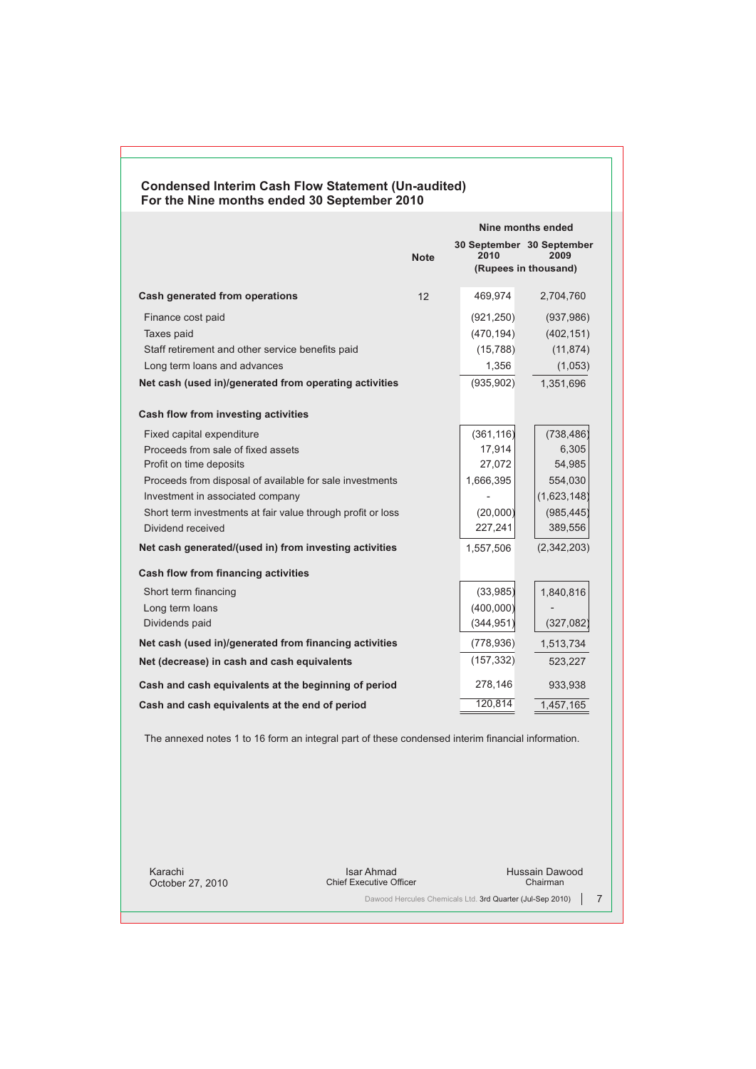## Condensed Interim Cash Flow Statement (Un-audited)
## For the Nine months ended 30 September 2010

| | Note | Nine months ended 30 September 2010 | Nine months ended 30 September 2009 |
|---|---|---|---|
| | | (Rupees in thousand) | |
| **Cash generated from operations** | 12 | 469,974 | 2,704,760 |
| Finance cost paid | | (921,250) | (937,986) |
| Taxes paid | | (470,194) | (402,151) |
| Staff retirement and other service benefits paid | | (15,788) | (11,874) |
| Long term loans and advances | | 1,356 | (1,053) |
| **Net cash (used in)/generated from operating activities** | | (935,902) | 1,351,696 |
| **Cash flow from investing activities** | | | |
| Fixed capital expenditure | | (361,116) | (738,486) |
| Proceeds from sale of fixed assets | | 17,914 | 6,305 |
| Profit on time deposits | | 27,072 | 54,985 |
| Proceeds from disposal of available for sale investments | | 1,666,395 | 554,030 |
| Investment in associated company | | - | (1,623,148) |
| Short term investments at fair value through profit or loss | | (20,000) | (985,445) |
| Dividend received | | 227,241 | 389,556 |
| **Net cash generated/(used in) from investing activities** | | 1,557,506 | (2,342,203) |
| **Cash flow from financing activities** | | | |
| Short term financing | | (33,985) | 1,840,816 |
| Long term loans | | (400,000) | - |
| Dividends paid | | (344,951) | (327,082) |
| **Net cash (used in)/generated from financing activities** | | (778,936) | 1,513,734 |
| **Net (decrease) in cash and cash equivalents** | | (157,332) | 523,227 |
| **Cash and cash equivalents at the beginning of period** | | 278,146 | 933,938 |
| **Cash and cash equivalents at the end of period** | | 120,814 | 1,457,165 |

The annexed notes 1 to 16 form an integral part of these condensed interim financial information.

Karachi
October 27, 2010

Isar Ahmad
Chief Executive Officer

Hussain Dawood
Chairman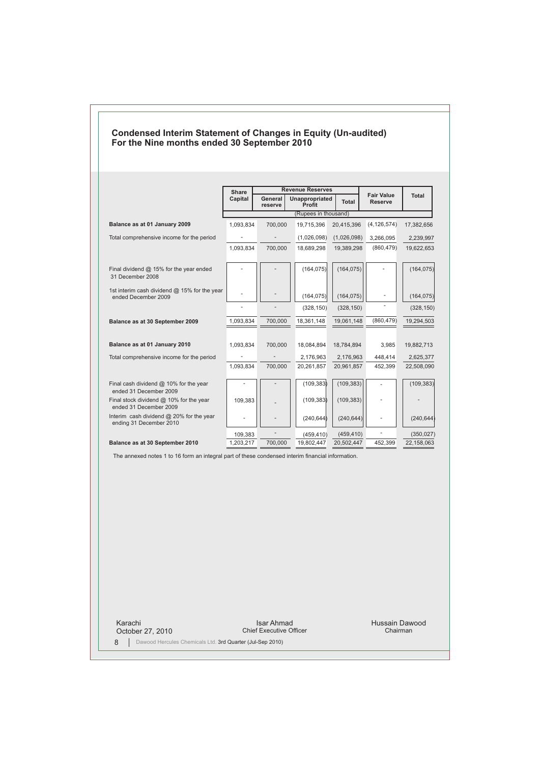## Condensed Interim Statement of Changes in Equity (Un-audited)
## For the Nine months ended 30 September 2010

| | Share Capital | Revenue Reserves | | | Fair Value Reserve | Total |
|---|---|---|---|---|---|---|
| | | General reserve | Unappropriated Profit | Total | | |
| | (Rupees in thousand) | | | | | |
| **Balance as at 01 January 2009** | 1,093,834 | 700,000 | 19,715,396 | 20,415,396 | (4,126,574) | 17,382,656 |
| Total comprehensive income for the period | - | - | (1,026,098) | (1,026,098) | 3,266,095 | 2,239,997 |
| | 1,093,834 | 700,000 | 18,689,298 | 19,389,298 | (860,479) | 19,622,653 |
| Final dividend @ 15% for the year ended 31 December 2008 | - | - | (164,075) | (164,075) | - | (164,075) |
| 1st interim cash dividend @ 15% for the year ended December 2009 | - | - | (164,075) | (164,075) | - | (164,075) |
| | - | - | (328,150) | (328,150) | - | (328,150) |
| **Balance as at 30 September 2009** | 1,093,834 | 700,000 | 18,361,148 | 19,061,148 | (860,479) | 19,294,503 |
| **Balance as at 01 January 2010** | 1,093,834 | 700,000 | 18,084,894 | 18,784,894 | 3,985 | 19,882,713 |
| Total comprehensive income for the period | - | - | 2,176,963 | 2,176,963 | 448,414 | 2,625,377 |
| | 1,093,834 | 700,000 | 20,261,857 | 20,961,857 | 452,399 | 22,508,090 |
| Final cash dividend @ 10% for the year ended 31 December 2009 | - | - | (109,383) | (109,383) | - | (109,383) |
| Final stock dividend @ 10% for the year ended 31 December 2009 | 109,383 | - | (109,383) | (109,383) | - | - |
| Interim cash dividend @ 20% for the year ending 31 December 2010 | - | - | (240,644) | (240,644) | - | (240,644) |
| | 109,383 | - | (459,410) | (459,410) | - | (350,027) |
| **Balance as at 30 September 2010** | 1,203,217 | 700,000 | 19,802,447 | 20,502,447 | 452,399 | 22,158,063 |

The annexed notes 1 to 16 form an integral part of these condensed interim financial information.

Karachi
October 27, 2010

Isar Ahmad
Chief Executive Officer

Hussain Dawood
Chairman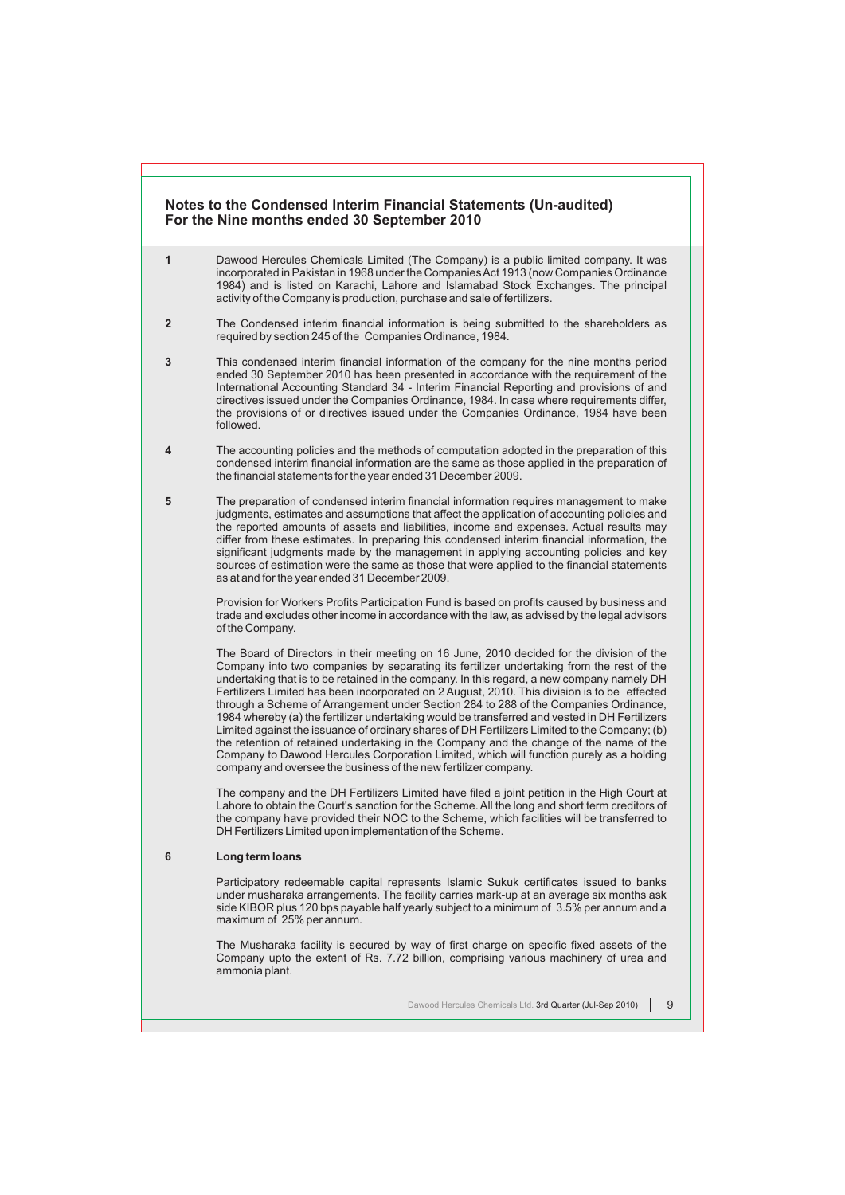## Notes to the Condensed Interim Financial Statements (Un-audited)
## For the Nine months ended 30 September 2010

**1** Dawood Hercules Chemicals Limited (The Company) is a public limited company. It was incorporated in Pakistan in 1968 under the Companies Act 1913 (now Companies Ordinance 1984) and is listed on Karachi, Lahore and Islamabad Stock Exchanges. The principal activity of the Company is production, purchase and sale of fertilizers.

**2** The Condensed interim financial information is being submitted to the shareholders as required by section 245 of the Companies Ordinance, 1984.

**3** This condensed interim financial information of the company for the nine months period ended 30 September 2010 has been presented in accordance with the requirement of the International Accounting Standard 34 - Interim Financial Reporting and provisions of and directives issued under the Companies Ordinance, 1984. In case where requirements differ, the provisions of or directives issued under the Companies Ordinance, 1984 have been followed.

**4** The accounting policies and the methods of computation adopted in the preparation of this condensed interim financial information are the same as those applied in the preparation of the financial statements for the year ended 31 December 2009.

**5** The preparation of condensed interim financial information requires management to make judgments, estimates and assumptions that affect the application of accounting policies and the reported amounts of assets and liabilities, income and expenses. Actual results may differ from these estimates. In preparing this condensed interim financial information, the significant judgments made by the management in applying accounting policies and key sources of estimation were the same as those that were applied to the financial statements as at and for the year ended 31 December 2009.

Provision for Workers Profits Participation Fund is based on profits caused by business and trade and excludes other income in accordance with the law, as advised by the legal advisors of the Company.

The Board of Directors in their meeting on 16 June, 2010 decided for the division of the Company into two companies by separating its fertilizer undertaking from the rest of the undertaking that is to be retained in the company. In this regard, a new company namely DH Fertilizers Limited has been incorporated on 2 August, 2010. This division is to be effected through a Scheme of Arrangement under Section 284 to 288 of the Companies Ordinance, 1984 whereby (a) the fertilizer undertaking would be transferred and vested in DH Fertilizers Limited against the issuance of ordinary shares of DH Fertilizers Limited to the Company; (b) the retention of retained undertaking in the Company and the change of the name of the Company to Dawood Hercules Corporation Limited, which will function purely as a holding company and oversee the business of the new fertilizer company.

The company and the DH Fertilizers Limited have filed a joint petition in the High Court at Lahore to obtain the Court's sanction for the Scheme. All the long and short term creditors of the company have provided their NOC to the Scheme, which facilities will be transferred to DH Fertilizers Limited upon implementation of the Scheme.

**6** **Long term loans**

Participatory redeemable capital represents Islamic Sukuk certificates issued to banks under musharaka arrangements. The facility carries mark-up at an average six months ask side KIBOR plus 120 bps payable half yearly subject to a minimum of 3.5% per annum and a maximum of 25% per annum.

The Musharaka facility is secured by way of first charge on specific fixed assets of the Company upto the extent of Rs. 7.72 billion, comprising various machinery of urea and ammonia plant.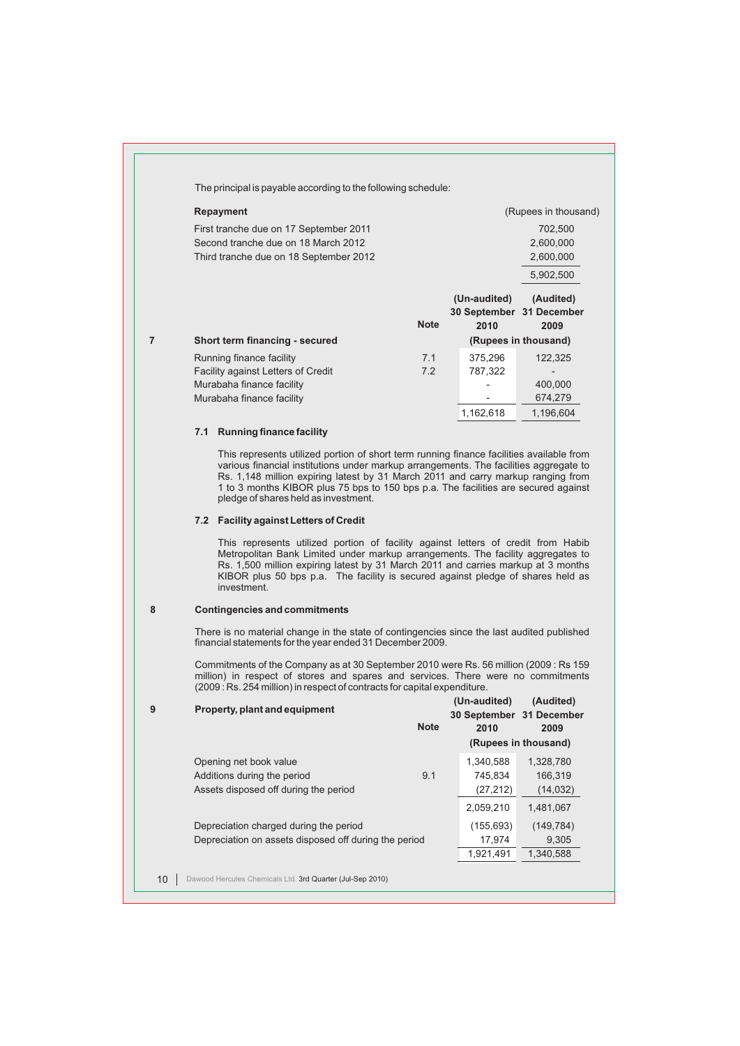The principal is payable according to the following schedule:

| Repayment | (Rupees in thousand) |
|---|---|
| First tranche due on 17 September 2011 | 702,500 |
| Second tranche due on 18 March 2012 | 2,600,000 |
| Third tranche due on 18 September 2012 | 2,600,000 |
| | 5,902,500 |

## 7 Short term financing - secured

| | Note | (Un-audited) 30 September 2010 | (Audited) 31 December 2009 |
|---|---|---|---|
| | | (Rupees in thousand) | |
| Running finance facility | 7.1 | 375,296 | 122,325 |
| Facility against Letters of Credit | 7.2 | 787,322 | - |
| Murabaha finance facility | | - | 400,000 |
| Murabaha finance facility | | - | 674,279 |
| | | 1,162,618 | 1,196,604 |

### 7.1 Running finance facility

This represents utilized portion of short term running finance facilities available from various financial institutions under markup arrangements. The facilities aggregate to Rs. 1,148 million expiring latest by 31 March 2011 and carry markup ranging from 1 to 3 months KIBOR plus 75 bps to 150 bps p.a. The facilities are secured against pledge of shares held as investment.

### 7.2 Facility against Letters of Credit

This represents utilized portion of facility against letters of credit from Habib Metropolitan Bank Limited under markup arrangements. The facility aggregates to Rs. 1,500 million expiring latest by 31 March 2011 and carries markup at 3 months KIBOR plus 50 bps p.a. The facility is secured against pledge of shares held as investment.

## 8 Contingencies and commitments

There is no material change in the state of contingencies since the last audited published financial statements for the year ended 31 December 2009.

Commitments of the Company as at 30 September 2010 were Rs. 56 million (2009 : Rs 159 million) in respect of stores and spares and services. There were no commitments (2009 : Rs. 254 million) in respect of contracts for capital expenditure.

## 9 Property, plant and equipment

| | Note | (Un-audited) 30 September 2010 | (Audited) 31 December 2009 |
|---|---|---|---|
| | | (Rupees in thousand) | |
| Opening net book value | | 1,340,588 | 1,328,780 |
| Additions during the period | 9.1 | 745,834 | 166,319 |
| Assets disposed off during the period | | (27,212) | (14,032) |
| | | 2,059,210 | 1,481,067 |
| Depreciation charged during the period | | (155,693) | (149,784) |
| Depreciation on assets disposed off during the period | | 17,974 | 9,305 |
| | | 1,921,491 | 1,340,588 |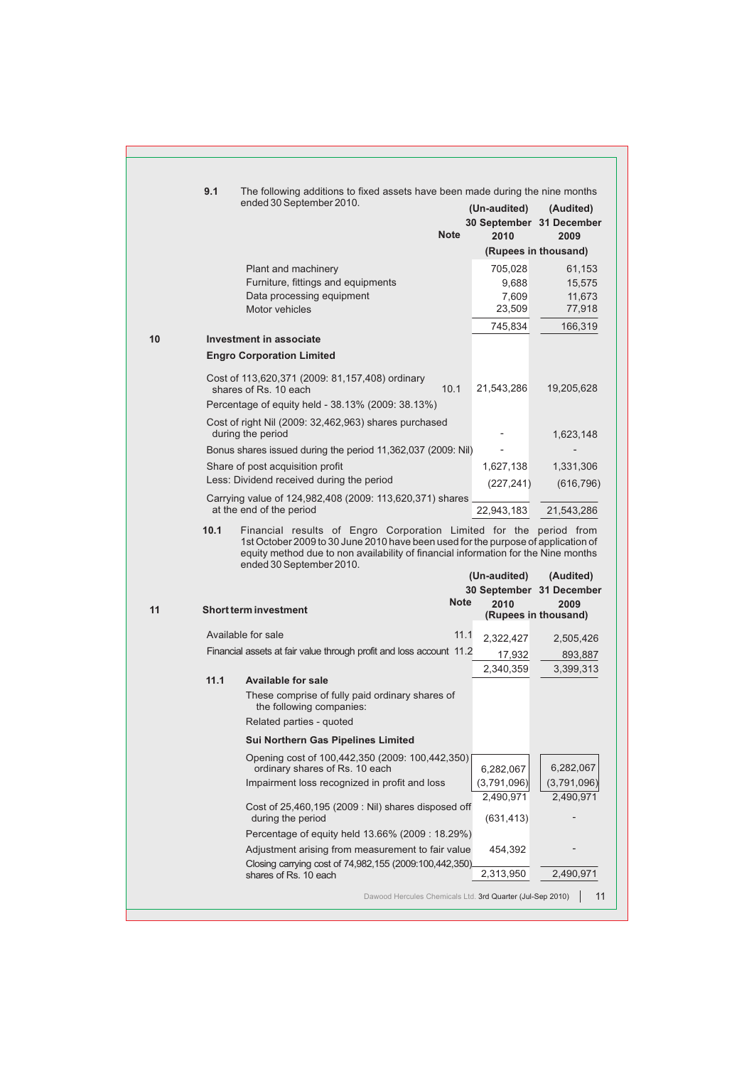**9.1** The following additions to fixed assets have been made during the nine months ended 30 September 2010.

| | Note | (Un-audited) 30 September 2010 | (Audited) 31 December 2009 |
|---|---|---|---|
| | | (Rupees in thousand) | |
| Plant and machinery | | 705,028 | 61,153 |
| Furniture, fittings and equipments | | 9,688 | 15,575 |
| Data processing equipment | | 7,609 | 11,673 |
| Motor vehicles | | 23,509 | 77,918 |
| | | 745,834 | 166,319 |

## 10 Investment in associate

**Engro Corporation Limited**

| | Note | (Un-audited) 30 September 2010 | (Audited) 31 December 2009 |
|---|---|---|---|
| Cost of 113,620,371 (2009: 81,157,408) ordinary shares of Rs. 10 each | 10.1 | 21,543,286 | 19,205,628 |
| Percentage of equity held - 38.13% (2009: 38.13%) | | | |
| Cost of right Nil (2009: 32,462,963) shares purchased during the period | | - | 1,623,148 |
| Bonus shares issued during the period 11,362,037 (2009: Nil) | | - | - |
| Share of post acquisition profit | | 1,627,138 | 1,331,306 |
| Less: Dividend received during the period | | (227,241) | (616,796) |
| Carrying value of 124,982,408 (2009: 113,620,371) shares at the end of the period | | 22,943,183 | 21,543,286 |

**10.1** Financial results of Engro Corporation Limited for the period from 1st October 2009 to 30 June 2010 have been used for the purpose of application of equity method due to non availability of financial information for the Nine months ended 30 September 2010.

## 11 Short term investment

| | Note | (Un-audited) 30 September 2010 | (Audited) 31 December 2009 |
|---|---|---|---|
| | | (Rupees in thousand) | |
| Available for sale | 11.1 | 2,322,427 | 2,505,426 |
| Financial assets at fair value through profit and loss account | 11.2 | 17,932 | 893,887 |
| | | 2,340,359 | 3,399,313 |

**11.1 Available for sale**

These comprise of fully paid ordinary shares of the following companies:

Related parties - quoted

**Sui Northern Gas Pipelines Limited**

| | (Un-audited) 30 September 2010 | (Audited) 31 December 2009 |
|---|---|---|
| Opening cost of 100,442,350 (2009: 100,442,350) ordinary shares of Rs. 10 each | 6,282,067 | 6,282,067 |
| Impairment loss recognized in profit and loss | (3,791,096) | (3,791,096) |
| | 2,490,971 | 2,490,971 |
| Cost of 25,460,195 (2009 : Nil) shares disposed off during the period | (631,413) | - |
| Percentage of equity held 13.66% (2009 : 18.29%) | | |
| Adjustment arising from measurement to fair value | 454,392 | - |
| Closing carrying cost of 74,982,155 (2009:100,442,350) shares of Rs. 10 each | 2,313,950 | 2,490,971 |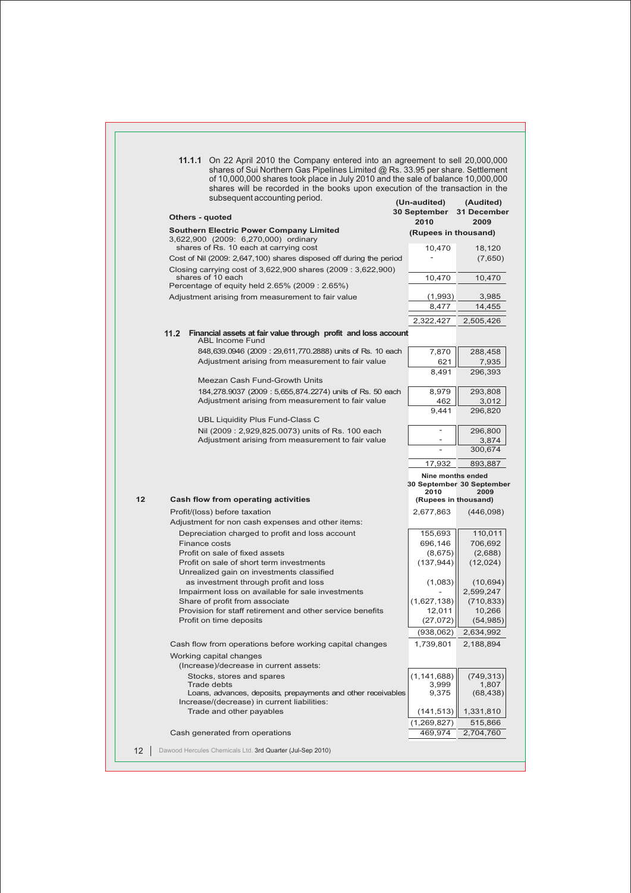**11.1.1** On 22 April 2010 the Company entered into an agreement to sell 20,000,000 shares of Sui Northern Gas Pipelines Limited @ Rs. 33.95 per share. Settlement of 10,000,000 shares took place in July 2010 and the sale of balance 10,000,000 shares will be recorded in the books upon execution of the transaction in the subsequent accounting period.

| | (Un-audited) 30 September 2010 | (Audited) 31 December 2009 |
|---|---|---|
| **Others - quoted** | (Rupees in thousand) | |
| **Southern Electric Power Company Limited** | | |
| 3,622,900 (2009: 6,270,000) ordinary shares of Rs. 10 each at carrying cost | 10,470 | 18,120 |
| Cost of Nil (2009: 2,647,100) shares disposed off during the period | - | (7,650) |
| Closing carrying cost of 3,622,900 shares (2009 : 3,622,900) shares of 10 each | 10,470 | 10,470 |
| Percentage of equity held 2.65% (2009 : 2.65%) | | |
| Adjustment arising from measurement to fair value | (1,993) | 3,985 |
| | 8,477 | 14,455 |
| | 2,322,427 | 2,505,426 |

**11.2 Financial assets at fair value through profit and loss account**

| | (Un-audited) 30 September 2010 | (Audited) 31 December 2009 |
|---|---|---|
| ABL Income Fund | | |
| 848,639.0946 (2009 : 29,611,770.2888) units of Rs. 10 each | 7,870 | 288,458 |
| Adjustment arising from measurement to fair value | 621 | 7,935 |
| | 8,491 | 296,393 |
| Meezan Cash Fund-Growth Units | | |
| 184,278.9037 (2009 : 5,655,874.2274) units of Rs. 50 each | 8,979 | 293,808 |
| Adjustment arising from measurement to fair value | 462 | 3,012 |
| | 9,441 | 296,820 |
| UBL Liquidity Plus Fund-Class C | | |
| Nil (2009 : 2,929,825.0073) units of Rs. 100 each | - | 296,800 |
| Adjustment arising from measurement to fair value | - | 3,874 |
| | - | 300,674 |
| | 17,932 | 893,887 |

**12 Cash flow from operating activities**

| | Nine months ended 30 September 2010 | Nine months ended 30 September 2009 |
|---|---|---|
| | (Rupees in thousand) | |
| Profit/(loss) before taxation | 2,677,863 | (446,098) |
| Adjustment for non cash expenses and other items: | | |
| Depreciation charged to profit and loss account | 155,693 | 110,011 |
| Finance costs | 696,146 | 706,692 |
| Profit on sale of fixed assets | (8,675) | (2,688) |
| Profit on sale of short term investments | (137,944) | (12,024) |
| Unrealized gain on investments classified as investment through profit and loss | (1,083) | (10,694) |
| Impairment loss on available for sale investments | - | 2,599,247 |
| Share of profit from associate | (1,627,138) | (710,833) |
| Provision for staff retirement and other service benefits | 12,011 | 10,266 |
| Profit on time deposits | (27,072) | (54,985) |
| | (938,062) | 2,634,992 |
| Cash flow from operations before working capital changes | 1,739,801 | 2,188,894 |
| Working capital changes | | |
| (Increase)/decrease in current assets: | | |
| Stocks, stores and spares | (1,141,688) | (749,313) |
| Trade debts | 3,999 | 1,807 |
| Loans, advances, deposits, prepayments and other receivables | 9,375 | (68,438) |
| Increase/(decrease) in current liabilities: | | |
| Trade and other payables | (141,513) | 1,331,810 |
| | (1,269,827) | 515,866 |
| Cash generated from operations | 469,974 | 2,704,760 |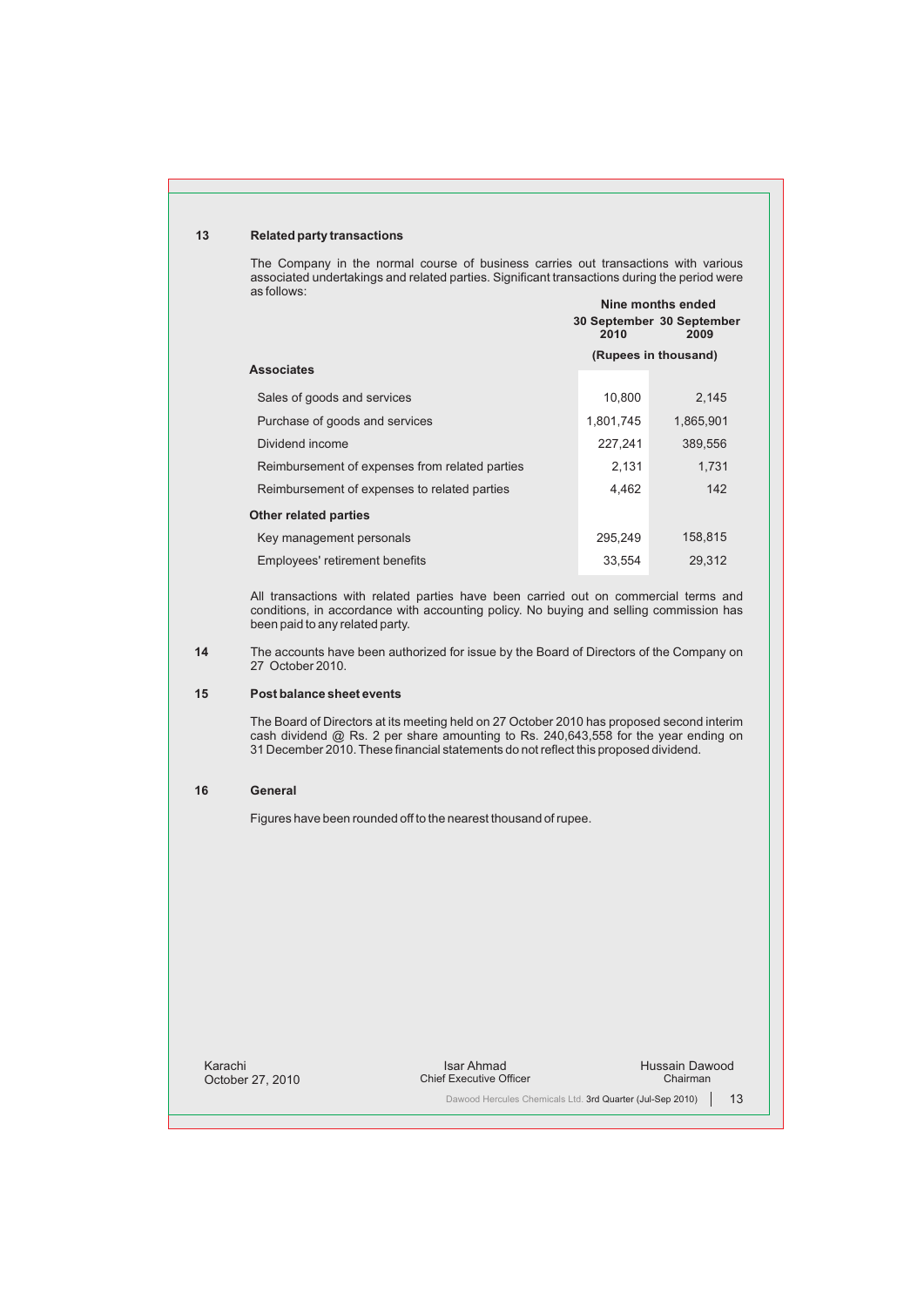## 13 Related party transactions

The Company in the normal course of business carries out transactions with various associated undertakings and related parties. Significant transactions during the period were as follows:

| | Nine months ended | |
|---|---|---|
| | 30 September 2010 | 30 September 2009 |
| | (Rupees in thousand) | |
| **Associates** | | |
| Sales of goods and services | 10,800 | 2,145 |
| Purchase of goods and services | 1,801,745 | 1,865,901 |
| Dividend income | 227,241 | 389,556 |
| Reimbursement of expenses from related parties | 2,131 | 1,731 |
| Reimbursement of expenses to related parties | 4,462 | 142 |
| **Other related parties** | | |
| Key management personals | 295,249 | 158,815 |
| Employees' retirement benefits | 33,554 | 29,312 |

All transactions with related parties have been carried out on commercial terms and conditions, in accordance with accounting policy. No buying and selling commission has been paid to any related party.

**14** The accounts have been authorized for issue by the Board of Directors of the Company on 27 October 2010.

## 15 Post balance sheet events

The Board of Directors at its meeting held on 27 October 2010 has proposed second interim cash dividend @ Rs. 2 per share amounting to Rs. 240,643,558 for the year ending on 31 December 2010. These financial statements do not reflect this proposed dividend.

## 16 General

Figures have been rounded off to the nearest thousand of rupee.

Karachi
October 27, 2010

Isar Ahmad
Chief Executive Officer

Hussain Dawood
Chairman